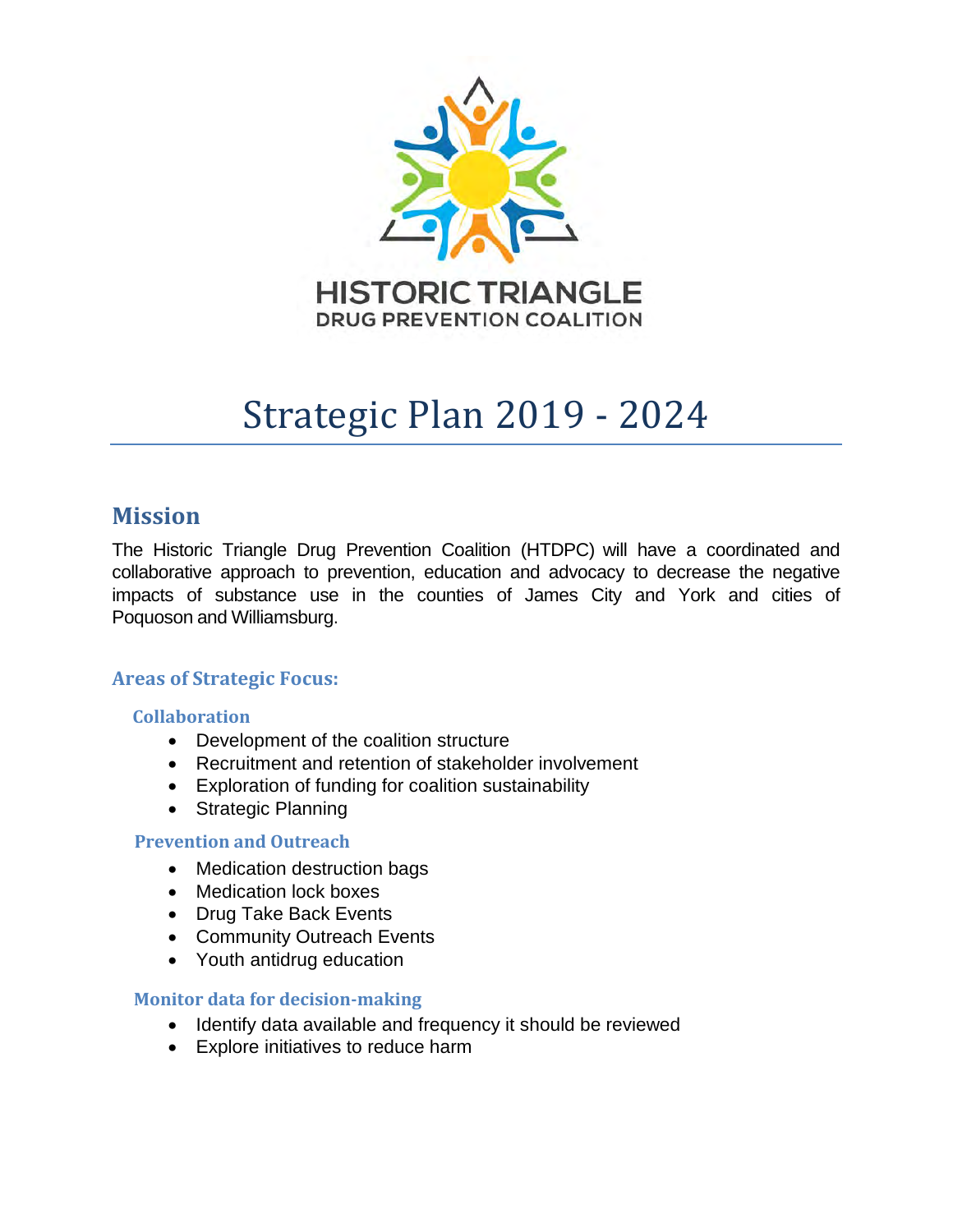HISTORIC TRIANGLE
DRUG PREVENTION COALITION

# Strategic Plan 2019 - 2024

## Mission

The Historic Triangle Drug Prevention Coalition (HTDPC) will have a coordinated and collaborative approach to prevention, education and advocacy to decrease the negative impacts of substance use in the counties of James City and York and cities of Poquoson and Williamsburg.

### Areas of Strategic Focus:

#### Collaboration

- Development of the coalition structure
- Recruitment and retention of stakeholder involvement
- Exploration of funding for coalition sustainability
- Strategic Planning

#### Prevention and Outreach

- Medication destruction bags
- Medication lock boxes
- Drug Take Back Events
- Community Outreach Events
- Youth antidrug education

#### Monitor data for decision-making

- Identify data available and frequency it should be reviewed
- Explore initiatives to reduce harm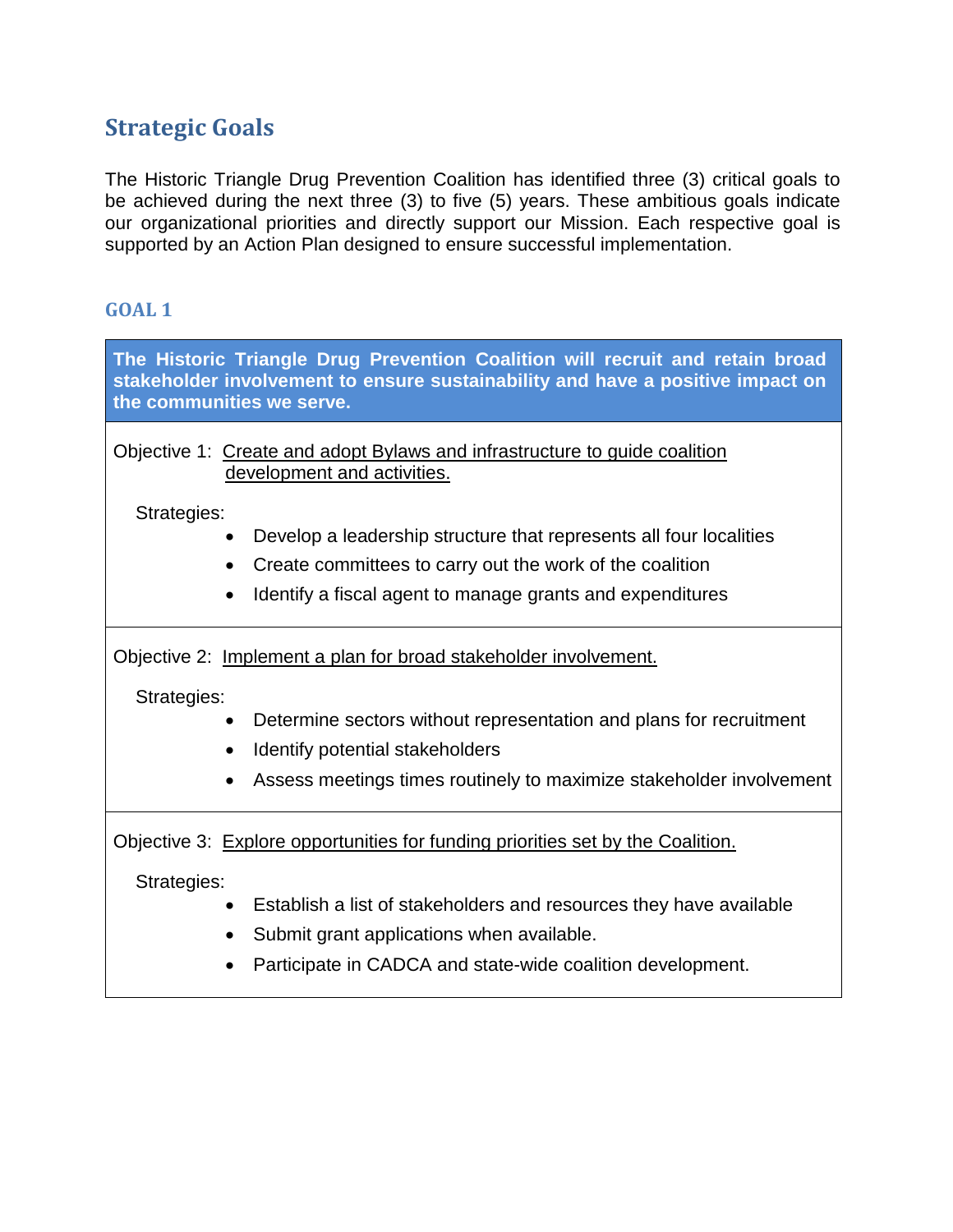## Strategic Goals

The Historic Triangle Drug Prevention Coalition has identified three (3) critical goals to be achieved during the next three (3) to five (5) years. These ambitious goals indicate our organizational priorities and directly support our Mission. Each respective goal is supported by an Action Plan designed to ensure successful implementation.

### GOAL 1

**The Historic Triangle Drug Prevention Coalition will recruit and retain broad stakeholder involvement to ensure sustainability and have a positive impact on the communities we serve.**

Objective 1: Create and adopt Bylaws and infrastructure to guide coalition development and activities.

Strategies:

- Develop a leadership structure that represents all four localities
- Create committees to carry out the work of the coalition
- Identify a fiscal agent to manage grants and expenditures

Objective 2: Implement a plan for broad stakeholder involvement.

Strategies:

- Determine sectors without representation and plans for recruitment
- Identify potential stakeholders
- Assess meetings times routinely to maximize stakeholder involvement

Objective 3: Explore opportunities for funding priorities set by the Coalition.

Strategies:

- Establish a list of stakeholders and resources they have available
- Submit grant applications when available.
- Participate in CADCA and state-wide coalition development.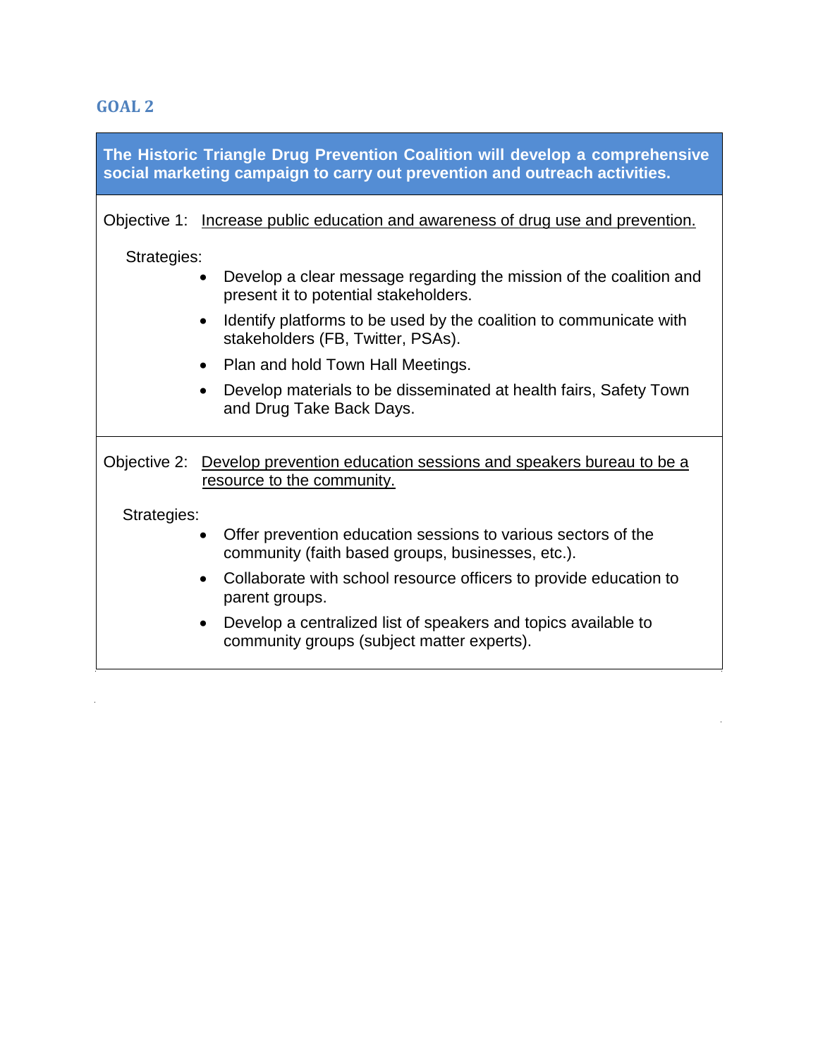## GOAL 2

**The Historic Triangle Drug Prevention Coalition will develop a comprehensive social marketing campaign to carry out prevention and outreach activities.**

Objective 1: Increase public education and awareness of drug use and prevention.

Strategies:

- Develop a clear message regarding the mission of the coalition and present it to potential stakeholders.
- Identify platforms to be used by the coalition to communicate with stakeholders (FB, Twitter, PSAs).
- Plan and hold Town Hall Meetings.
- Develop materials to be disseminated at health fairs, Safety Town and Drug Take Back Days.

Objective 2: Develop prevention education sessions and speakers bureau to be a resource to the community.

Strategies:

- Offer prevention education sessions to various sectors of the community (faith based groups, businesses, etc.).
- Collaborate with school resource officers to provide education to parent groups.
- Develop a centralized list of speakers and topics available to community groups (subject matter experts).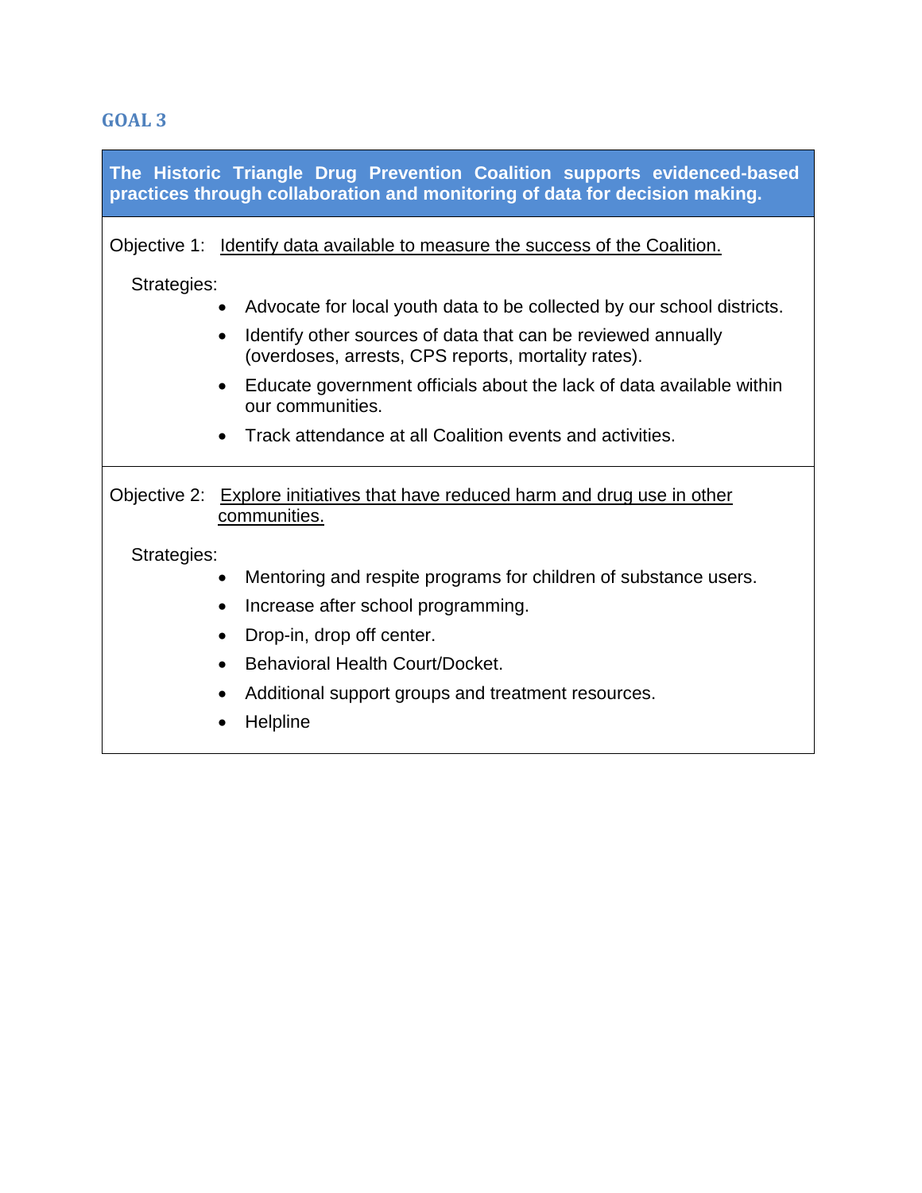## GOAL 3

**The Historic Triangle Drug Prevention Coalition supports evidenced-based practices through collaboration and monitoring of data for decision making.**

Objective 1: Identify data available to measure the success of the Coalition.

Strategies:

- Advocate for local youth data to be collected by our school districts.
- Identify other sources of data that can be reviewed annually (overdoses, arrests, CPS reports, mortality rates).
- Educate government officials about the lack of data available within our communities.
- Track attendance at all Coalition events and activities.

Objective 2: Explore initiatives that have reduced harm and drug use in other communities.

Strategies:

- Mentoring and respite programs for children of substance users.
- Increase after school programming.
- Drop-in, drop off center.
- Behavioral Health Court/Docket.
- Additional support groups and treatment resources.
- Helpline